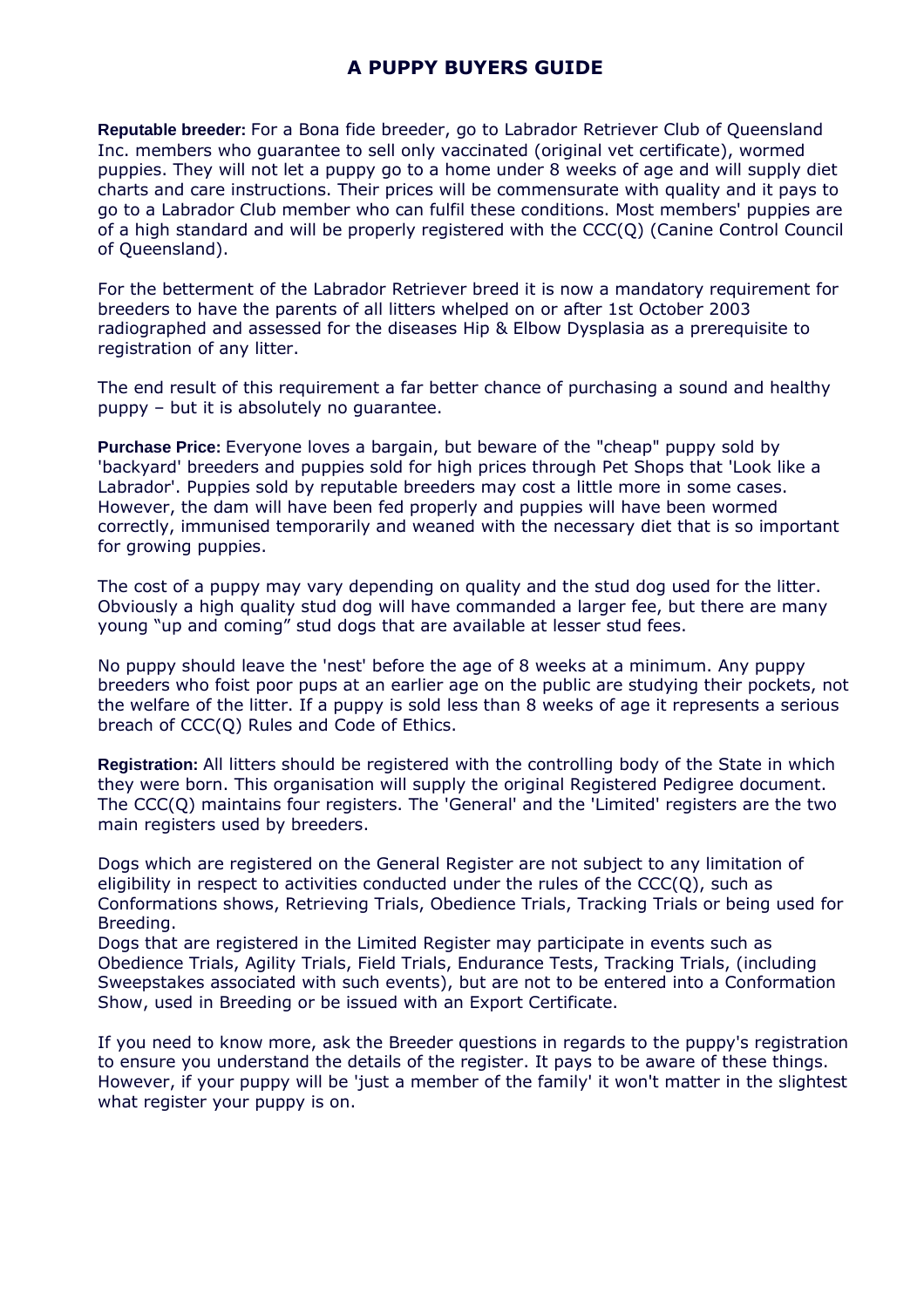# A PUPPY BUYERS GUIDE

**Reputable breeder:** For a Bona fide breeder, go to Labrador Retriever Club of Queensland Inc. members who guarantee to sell only vaccinated (original vet certificate), wormed puppies. They will not let a puppy go to a home under 8 weeks of age and will supply diet charts and care instructions. Their prices will be commensurate with quality and it pays to go to a Labrador Club member who can fulfil these conditions. Most members' puppies are of a high standard and will be properly registered with the CCC(Q) (Canine Control Council of Queensland).

For the betterment of the Labrador Retriever breed it is now a mandatory requirement for breeders to have the parents of all litters whelped on or after 1st October 2003 radiographed and assessed for the diseases Hip & Elbow Dysplasia as a prerequisite to registration of any litter.

The end result of this requirement a far better chance of purchasing a sound and healthy puppy – but it is absolutely no guarantee.

**Purchase Price:** Everyone loves a bargain, but beware of the "cheap" puppy sold by 'backyard' breeders and puppies sold for high prices through Pet Shops that 'Look like a Labrador'. Puppies sold by reputable breeders may cost a little more in some cases. However, the dam will have been fed properly and puppies will have been wormed correctly, immunised temporarily and weaned with the necessary diet that is so important for growing puppies.

The cost of a puppy may vary depending on quality and the stud dog used for the litter. Obviously a high quality stud dog will have commanded a larger fee, but there are many young "up and coming" stud dogs that are available at lesser stud fees.

No puppy should leave the 'nest' before the age of 8 weeks at a minimum. Any puppy breeders who foist poor pups at an earlier age on the public are studying their pockets, not the welfare of the litter. If a puppy is sold less than 8 weeks of age it represents a serious breach of CCC(Q) Rules and Code of Ethics.

**Registration:** All litters should be registered with the controlling body of the State in which they were born. This organisation will supply the original Registered Pedigree document. The CCC(Q) maintains four registers. The 'General' and the 'Limited' registers are the two main registers used by breeders.

Dogs which are registered on the General Register are not subject to any limitation of eligibility in respect to activities conducted under the rules of the CCC(Q), such as Conformations shows, Retrieving Trials, Obedience Trials, Tracking Trials or being used for Breeding.
Dogs that are registered in the Limited Register may participate in events such as Obedience Trials, Agility Trials, Field Trials, Endurance Tests, Tracking Trials, (including Sweepstakes associated with such events), but are not to be entered into a Conformation Show, used in Breeding or be issued with an Export Certificate.

If you need to know more, ask the Breeder questions in regards to the puppy's registration to ensure you understand the details of the register. It pays to be aware of these things. However, if your puppy will be 'just a member of the family' it won't matter in the slightest what register your puppy is on.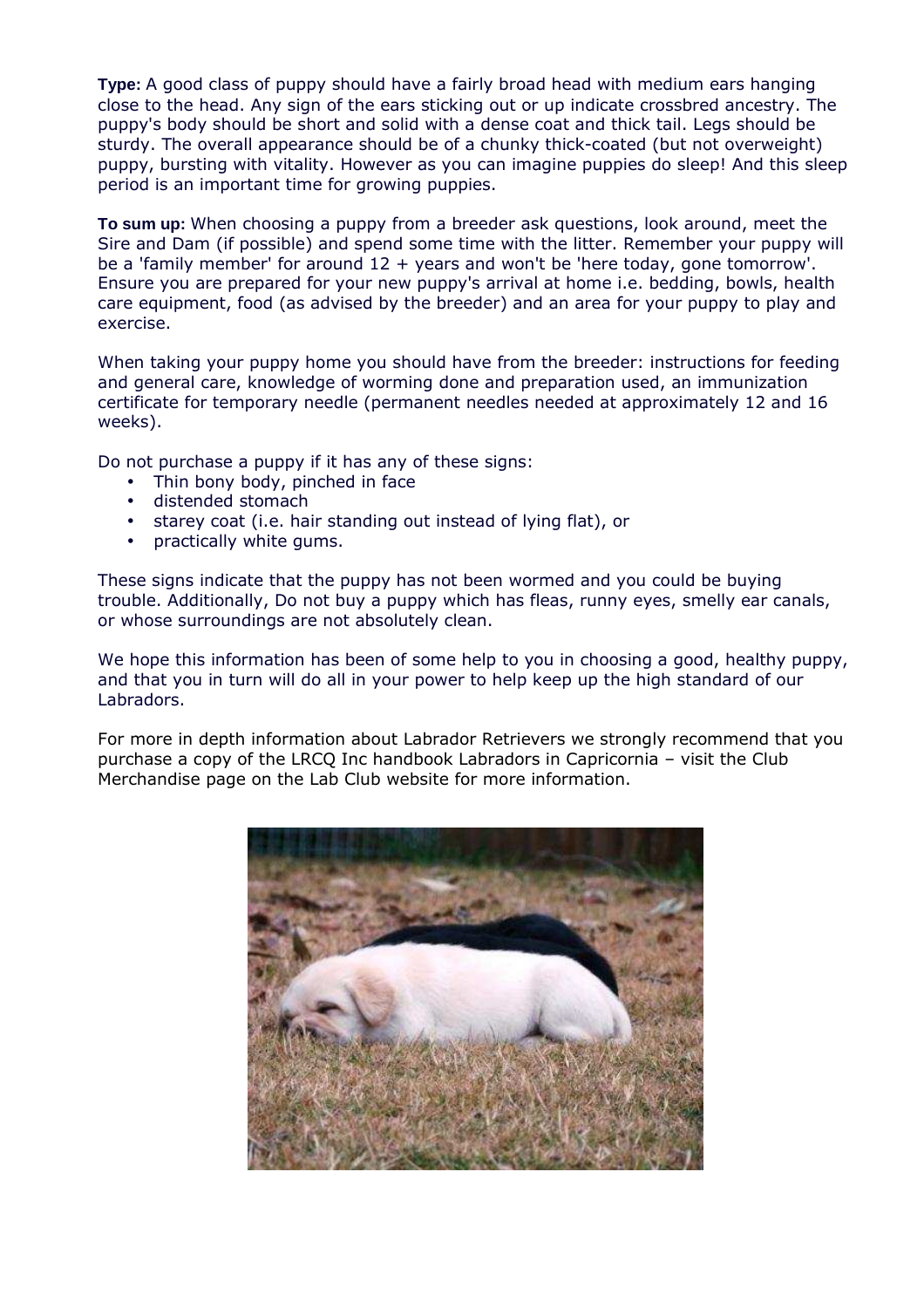**Type:** A good class of puppy should have a fairly broad head with medium ears hanging close to the head. Any sign of the ears sticking out or up indicate crossbred ancestry. The puppy's body should be short and solid with a dense coat and thick tail. Legs should be sturdy. The overall appearance should be of a chunky thick-coated (but not overweight) puppy, bursting with vitality. However as you can imagine puppies do sleep! And this sleep period is an important time for growing puppies.

**To sum up:** When choosing a puppy from a breeder ask questions, look around, meet the Sire and Dam (if possible) and spend some time with the litter. Remember your puppy will be a 'family member' for around 12 + years and won't be 'here today, gone tomorrow'. Ensure you are prepared for your new puppy's arrival at home i.e. bedding, bowls, health care equipment, food (as advised by the breeder) and an area for your puppy to play and exercise.

When taking your puppy home you should have from the breeder: instructions for feeding and general care, knowledge of worming done and preparation used, an immunization certificate for temporary needle (permanent needles needed at approximately 12 and 16 weeks).

Do not purchase a puppy if it has any of these signs:

- Thin bony body, pinched in face
- distended stomach
- starey coat (i.e. hair standing out instead of lying flat), or
- practically white gums.

These signs indicate that the puppy has not been wormed and you could be buying trouble. Additionally, Do not buy a puppy which has fleas, runny eyes, smelly ear canals, or whose surroundings are not absolutely clean.

We hope this information has been of some help to you in choosing a good, healthy puppy, and that you in turn will do all in your power to help keep up the high standard of our Labradors.

For more in depth information about Labrador Retrievers we strongly recommend that you purchase a copy of the LRCQ Inc handbook Labradors in Capricornia – visit the Club Merchandise page on the Lab Club website for more information.